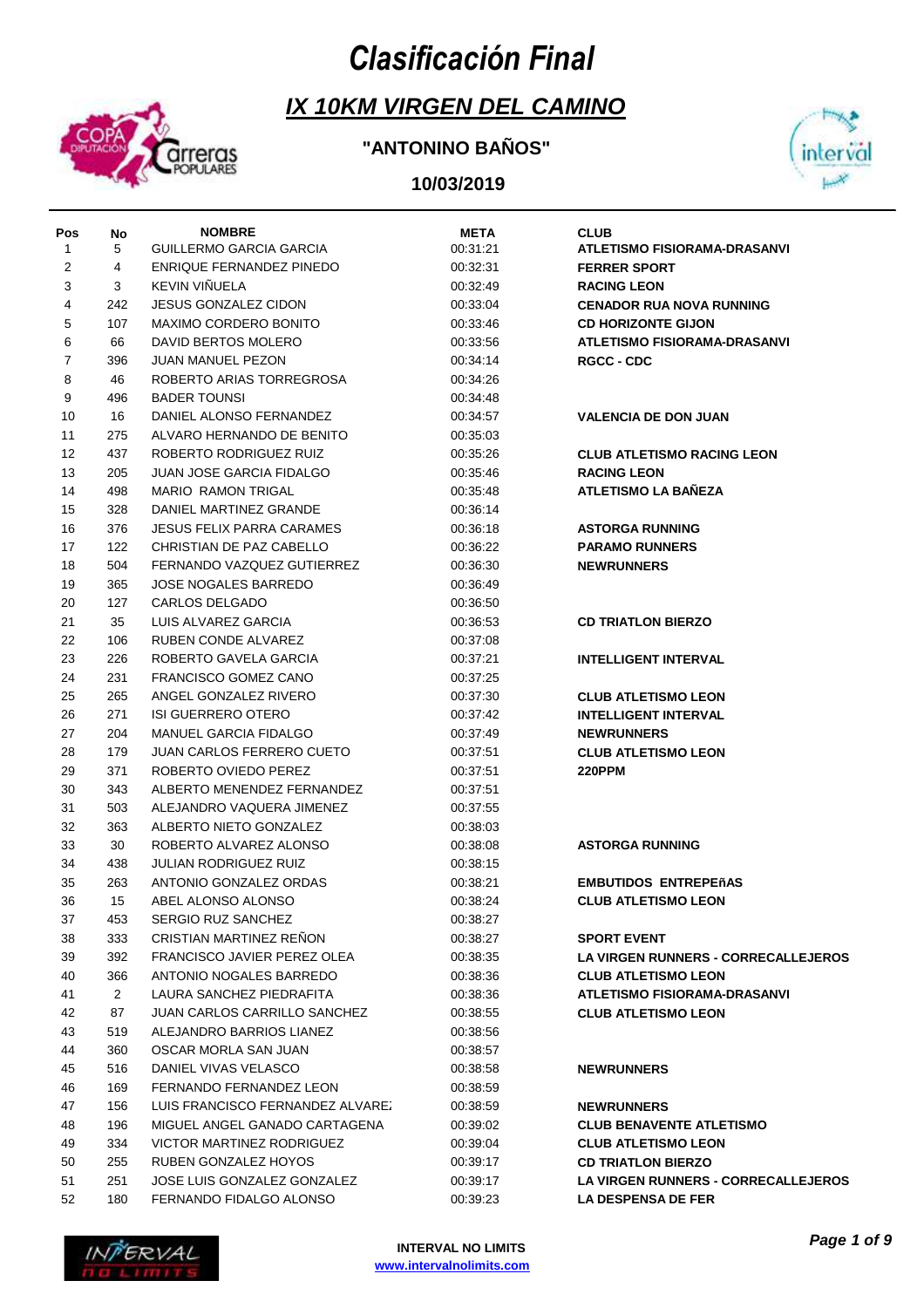# Clasificación Final

## IX 10KM VIRGEN DEL CAMINO

### "ANTONINO BAÑOS"

### 10/03/2019

| Pos | No | NOMBRE | META | CLUB |
|---|---|---|---|---|
| 1 | 5 | GUILLERMO GARCIA GARCIA | 00:31:21 | ATLETISMO FISIORAMA-DRASANVI |
| 2 | 4 | ENRIQUE FERNANDEZ PINEDO | 00:32:31 | FERRER SPORT |
| 3 | 3 | KEVIN VIÑUELA | 00:32:49 | RACING LEON |
| 4 | 242 | JESUS GONZALEZ CIDON | 00:33:04 | CENADOR RUA NOVA RUNNING |
| 5 | 107 | MAXIMO CORDERO BONITO | 00:33:46 | CD HORIZONTE GIJON |
| 6 | 66 | DAVID BERTOS MOLERO | 00:33:56 | ATLETISMO FISIORAMA-DRASANVI |
| 7 | 396 | JUAN MANUEL PEZON | 00:34:14 | RGCC - CDC |
| 8 | 46 | ROBERTO ARIAS TORREGROSA | 00:34:26 | |
| 9 | 496 | BADER TOUNSI | 00:34:48 | |
| 10 | 16 | DANIEL ALONSO FERNANDEZ | 00:34:57 | VALENCIA DE DON JUAN |
| 11 | 275 | ALVARO HERNANDO DE BENITO | 00:35:03 | |
| 12 | 437 | ROBERTO RODRIGUEZ RUIZ | 00:35:26 | CLUB ATLETISMO RACING LEON |
| 13 | 205 | JUAN JOSE GARCIA FIDALGO | 00:35:46 | RACING LEON |
| 14 | 498 | MARIO RAMON TRIGAL | 00:35:48 | ATLETISMO LA BAÑEZA |
| 15 | 328 | DANIEL MARTINEZ GRANDE | 00:36:14 | |
| 16 | 376 | JESUS FELIX PARRA CARAMES | 00:36:18 | ASTORGA RUNNING |
| 17 | 122 | CHRISTIAN DE PAZ CABELLO | 00:36:22 | PARAMO RUNNERS |
| 18 | 504 | FERNANDO VAZQUEZ GUTIERREZ | 00:36:30 | NEWRUNNERS |
| 19 | 365 | JOSE NOGALES BARREDO | 00:36:49 | |
| 20 | 127 | CARLOS DELGADO | 00:36:50 | |
| 21 | 35 | LUIS ALVAREZ GARCIA | 00:36:53 | CD TRIATLON BIERZO |
| 22 | 106 | RUBEN CONDE ALVAREZ | 00:37:08 | |
| 23 | 226 | ROBERTO GAVELA GARCIA | 00:37:21 | INTELLIGENT INTERVAL |
| 24 | 231 | FRANCISCO GOMEZ CANO | 00:37:25 | |
| 25 | 265 | ANGEL GONZALEZ RIVERO | 00:37:30 | CLUB ATLETISMO LEON |
| 26 | 271 | ISI GUERRERO OTERO | 00:37:42 | INTELLIGENT INTERVAL |
| 27 | 204 | MANUEL GARCIA FIDALGO | 00:37:49 | NEWRUNNERS |
| 28 | 179 | JUAN CARLOS FERRERO CUETO | 00:37:51 | CLUB ATLETISMO LEON |
| 29 | 371 | ROBERTO OVIEDO PEREZ | 00:37:51 | 220PPM |
| 30 | 343 | ALBERTO MENENDEZ FERNANDEZ | 00:37:51 | |
| 31 | 503 | ALEJANDRO VAQUERA JIMENEZ | 00:37:55 | |
| 32 | 363 | ALBERTO NIETO GONZALEZ | 00:38:03 | |
| 33 | 30 | ROBERTO ALVAREZ ALONSO | 00:38:08 | ASTORGA RUNNING |
| 34 | 438 | JULIAN RODRIGUEZ RUIZ | 00:38:15 | |
| 35 | 263 | ANTONIO GONZALEZ ORDAS | 00:38:21 | EMBUTIDOS ENTREPEñAS |
| 36 | 15 | ABEL ALONSO ALONSO | 00:38:24 | CLUB ATLETISMO LEON |
| 37 | 453 | SERGIO RUZ SANCHEZ | 00:38:27 | |
| 38 | 333 | CRISTIAN MARTINEZ REÑON | 00:38:27 | SPORT EVENT |
| 39 | 392 | FRANCISCO JAVIER PEREZ OLEA | 00:38:35 | LA VIRGEN RUNNERS - CORRECALLEJEROS |
| 40 | 366 | ANTONIO NOGALES BARREDO | 00:38:36 | CLUB ATLETISMO LEON |
| 41 | 2 | LAURA SANCHEZ PIEDRAFITA | 00:38:36 | ATLETISMO FISIORAMA-DRASANVI |
| 42 | 87 | JUAN CARLOS CARRILLO SANCHEZ | 00:38:55 | CLUB ATLETISMO LEON |
| 43 | 519 | ALEJANDRO BARRIOS LIANEZ | 00:38:56 | |
| 44 | 360 | OSCAR MORLA SAN JUAN | 00:38:57 | |
| 45 | 516 | DANIEL VIVAS VELASCO | 00:38:58 | NEWRUNNERS |
| 46 | 169 | FERNANDO FERNANDEZ LEON | 00:38:59 | |
| 47 | 156 | LUIS FRANCISCO FERNANDEZ ALVAREZ | 00:38:59 | NEWRUNNERS |
| 48 | 196 | MIGUEL ANGEL GANADO CARTAGENA | 00:39:02 | CLUB BENAVENTE ATLETISMO |
| 49 | 334 | VICTOR MARTINEZ RODRIGUEZ | 00:39:04 | CLUB ATLETISMO LEON |
| 50 | 255 | RUBEN GONZALEZ HOYOS | 00:39:17 | CD TRIATLON BIERZO |
| 51 | 251 | JOSE LUIS GONZALEZ GONZALEZ | 00:39:17 | LA VIRGEN RUNNERS - CORRECALLEJEROS |
| 52 | 180 | FERNANDO FIDALGO ALONSO | 00:39:23 | LA DESPENSA DE FER |

INTERVAL NO LIMITS
www.intervalnolimits.com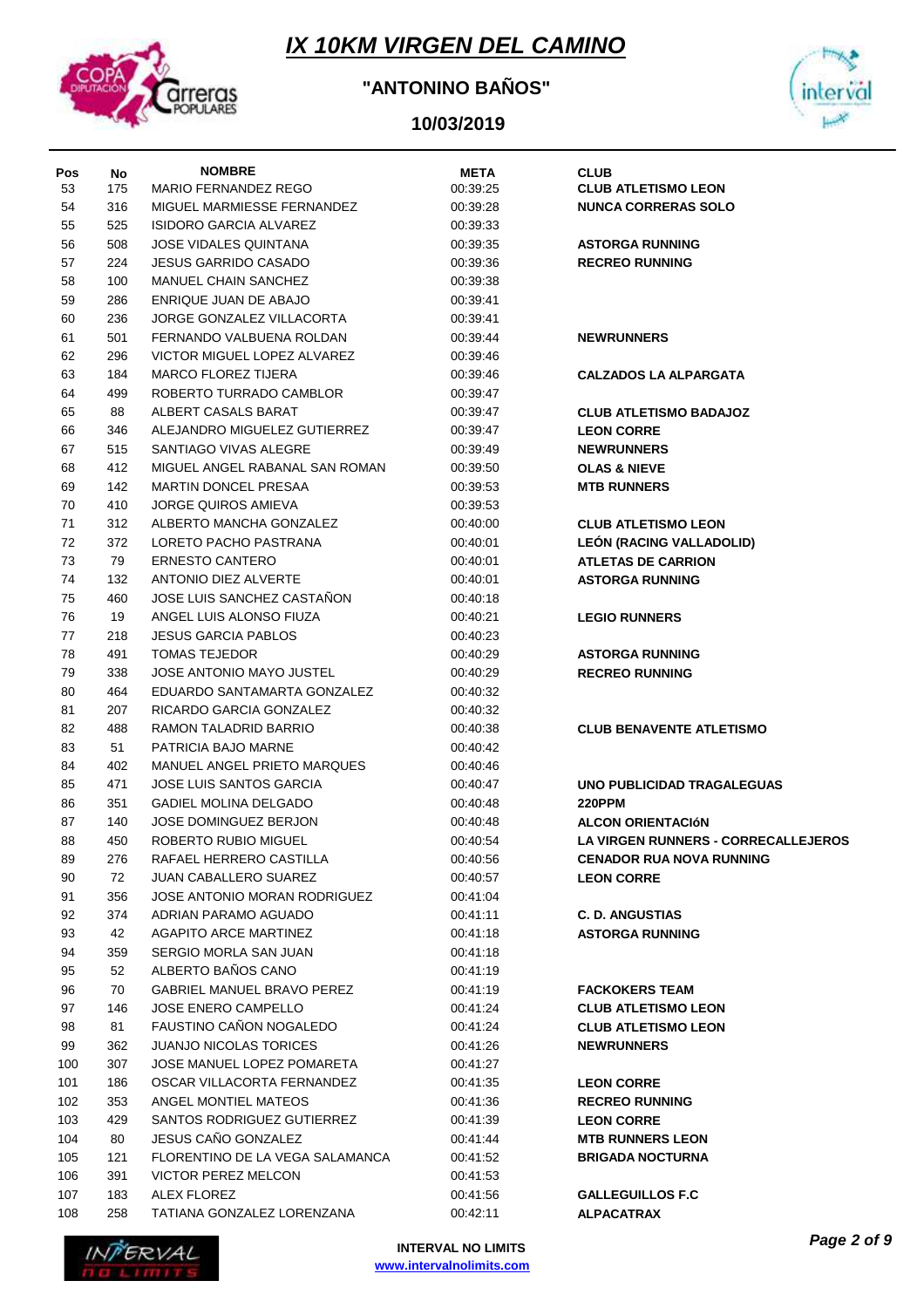# IX 10KM VIRGEN DEL CAMINO

## "ANTONINO BAÑOS"

### 10/03/2019

| Pos | No | NOMBRE | META | CLUB |
|---|---|---|---|---|
| 53 | 175 | MARIO FERNANDEZ REGO | 00:39:25 | CLUB ATLETISMO LEON |
| 54 | 316 | MIGUEL MARMIESSE FERNANDEZ | 00:39:28 | NUNCA CORRERAS SOLO |
| 55 | 525 | ISIDORO GARCIA ALVAREZ | 00:39:33 | |
| 56 | 508 | JOSE VIDALES QUINTANA | 00:39:35 | ASTORGA RUNNING |
| 57 | 224 | JESUS GARRIDO CASADO | 00:39:36 | RECREO RUNNING |
| 58 | 100 | MANUEL CHAIN SANCHEZ | 00:39:38 | |
| 59 | 286 | ENRIQUE JUAN DE ABAJO | 00:39:41 | |
| 60 | 236 | JORGE GONZALEZ VILLACORTA | 00:39:41 | |
| 61 | 501 | FERNANDO VALBUENA ROLDAN | 00:39:44 | NEWRUNNERS |
| 62 | 296 | VICTOR MIGUEL LOPEZ ALVAREZ | 00:39:46 | |
| 63 | 184 | MARCO FLOREZ TIJERA | 00:39:46 | CALZADOS LA ALPARGATA |
| 64 | 499 | ROBERTO TURRADO CAMBLOR | 00:39:47 | |
| 65 | 88 | ALBERT CASALS BARAT | 00:39:47 | CLUB ATLETISMO BADAJOZ |
| 66 | 346 | ALEJANDRO MIGUELEZ GUTIERREZ | 00:39:47 | LEON CORRE |
| 67 | 515 | SANTIAGO VIVAS ALEGRE | 00:39:49 | NEWRUNNERS |
| 68 | 412 | MIGUEL ANGEL RABANAL SAN ROMAN | 00:39:50 | OLAS & NIEVE |
| 69 | 142 | MARTIN DONCEL PRESAA | 00:39:53 | MTB RUNNERS |
| 70 | 410 | JORGE QUIROS AMIEVA | 00:39:53 | |
| 71 | 312 | ALBERTO MANCHA GONZALEZ | 00:40:00 | CLUB ATLETISMO LEON |
| 72 | 372 | LORETO PACHO PASTRANA | 00:40:01 | LEÓN (RACING VALLADOLID) |
| 73 | 79 | ERNESTO CANTERO | 00:40:01 | ATLETAS DE CARRION |
| 74 | 132 | ANTONIO DIEZ ALVERTE | 00:40:01 | ASTORGA RUNNING |
| 75 | 460 | JOSE LUIS SANCHEZ CASTAÑON | 00:40:18 | |
| 76 | 19 | ANGEL LUIS ALONSO FIUZA | 00:40:21 | LEGIO RUNNERS |
| 77 | 218 | JESUS GARCIA PABLOS | 00:40:23 | |
| 78 | 491 | TOMAS TEJEDOR | 00:40:29 | ASTORGA RUNNING |
| 79 | 338 | JOSE ANTONIO MAYO JUSTEL | 00:40:29 | RECREO RUNNING |
| 80 | 464 | EDUARDO SANTAMARTA GONZALEZ | 00:40:32 | |
| 81 | 207 | RICARDO GARCIA GONZALEZ | 00:40:32 | |
| 82 | 488 | RAMON TALADRID BARRIO | 00:40:38 | CLUB BENAVENTE ATLETISMO |
| 83 | 51 | PATRICIA BAJO MARNE | 00:40:42 | |
| 84 | 402 | MANUEL ANGEL PRIETO MARQUES | 00:40:46 | |
| 85 | 471 | JOSE LUIS SANTOS GARCIA | 00:40:47 | UNO PUBLICIDAD TRAGALEGUAS |
| 86 | 351 | GADIEL MOLINA DELGADO | 00:40:48 | 220PPM |
| 87 | 140 | JOSE DOMINGUEZ BERJON | 00:40:48 | ALCON ORIENTACIóN |
| 88 | 450 | ROBERTO RUBIO MIGUEL | 00:40:54 | LA VIRGEN RUNNERS - CORRECALLEJEROS |
| 89 | 276 | RAFAEL HERRERO CASTILLA | 00:40:56 | CENADOR RUA NOVA RUNNING |
| 90 | 72 | JUAN CABALLERO SUAREZ | 00:40:57 | LEON CORRE |
| 91 | 356 | JOSE ANTONIO MORAN RODRIGUEZ | 00:41:04 | |
| 92 | 374 | ADRIAN PARAMO AGUADO | 00:41:11 | C. D. ANGUSTIAS |
| 93 | 42 | AGAPITO ARCE MARTINEZ | 00:41:18 | ASTORGA RUNNING |
| 94 | 359 | SERGIO MORLA SAN JUAN | 00:41:18 | |
| 95 | 52 | ALBERTO BAÑOS CANO | 00:41:19 | |
| 96 | 70 | GABRIEL MANUEL BRAVO PEREZ | 00:41:19 | FACKOKERS TEAM |
| 97 | 146 | JOSE ENERO CAMPELLO | 00:41:24 | CLUB ATLETISMO LEON |
| 98 | 81 | FAUSTINO CAÑON NOGALEDO | 00:41:24 | CLUB ATLETISMO LEON |
| 99 | 362 | JUANJO NICOLAS TORICES | 00:41:26 | NEWRUNNERS |
| 100 | 307 | JOSE MANUEL LOPEZ POMARETA | 00:41:27 | |
| 101 | 186 | OSCAR VILLACORTA FERNANDEZ | 00:41:35 | LEON CORRE |
| 102 | 353 | ANGEL MONTIEL MATEOS | 00:41:36 | RECREO RUNNING |
| 103 | 429 | SANTOS RODRIGUEZ GUTIERREZ | 00:41:39 | LEON CORRE |
| 104 | 80 | JESUS CAÑO GONZALEZ | 00:41:44 | MTB RUNNERS LEON |
| 105 | 121 | FLORENTINO DE LA VEGA SALAMANCA | 00:41:52 | BRIGADA NOCTURNA |
| 106 | 391 | VICTOR PEREZ MELCON | 00:41:53 | |
| 107 | 183 | ALEX FLOREZ | 00:41:56 | GALLEGUILLOS F.C |
| 108 | 258 | TATIANA GONZALEZ LORENZANA | 00:42:11 | ALPACATRAX |

INTERVAL NO LIMITS
www.intervalnolimits.com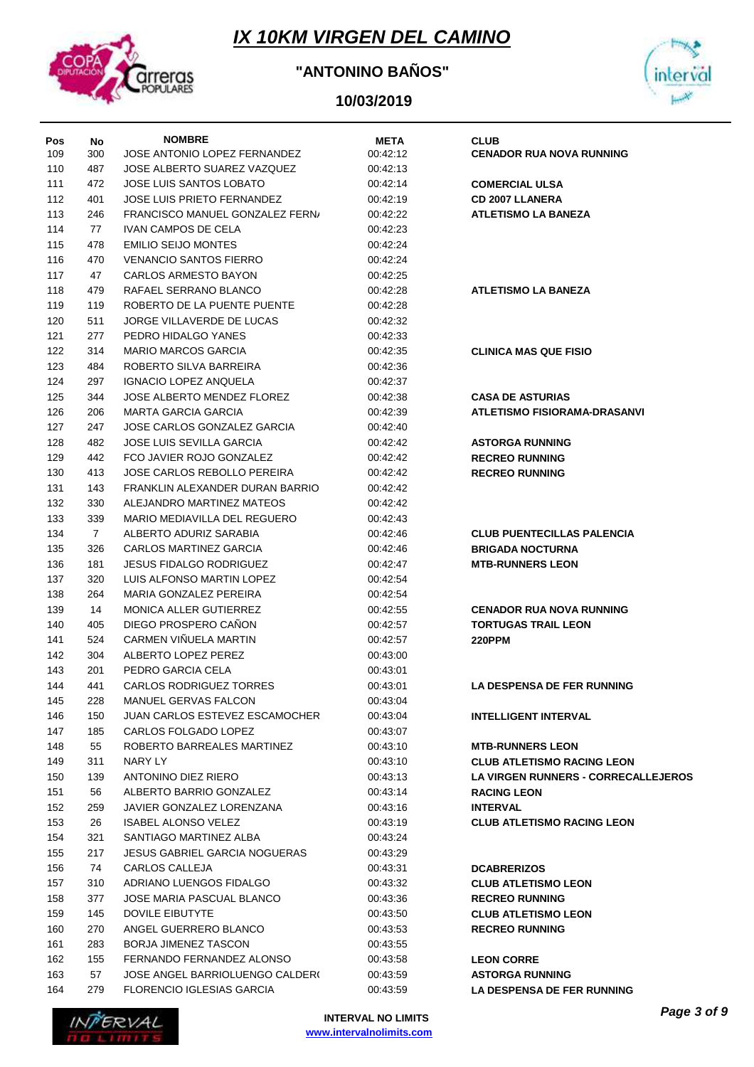# IX 10KM VIRGEN DEL CAMINO

## "ANTONINO BAÑOS"

### 10/03/2019

| Pos | No | NOMBRE | META | CLUB |
|---|---|---|---|---|
| 109 | 300 | JOSE ANTONIO LOPEZ FERNANDEZ | 00:42:12 | CENADOR RUA NOVA RUNNING |
| 110 | 487 | JOSE ALBERTO SUAREZ VAZQUEZ | 00:42:13 | |
| 111 | 472 | JOSE LUIS SANTOS LOBATO | 00:42:14 | COMERCIAL ULSA |
| 112 | 401 | JOSE LUIS PRIETO FERNANDEZ | 00:42:19 | CD 2007 LLANERA |
| 113 | 246 | FRANCISCO MANUEL GONZALEZ FERN/ | 00:42:22 | ATLETISMO LA BANEZA |
| 114 | 77 | IVAN CAMPOS DE CELA | 00:42:23 | |
| 115 | 478 | EMILIO SEIJO MONTES | 00:42:24 | |
| 116 | 470 | VENANCIO SANTOS FIERRO | 00:42:24 | |
| 117 | 47 | CARLOS ARMESTO BAYON | 00:42:25 | |
| 118 | 479 | RAFAEL SERRANO BLANCO | 00:42:28 | ATLETISMO LA BANEZA |
| 119 | 119 | ROBERTO DE LA PUENTE PUENTE | 00:42:28 | |
| 120 | 511 | JORGE VILLAVERDE DE LUCAS | 00:42:32 | |
| 121 | 277 | PEDRO HIDALGO YANES | 00:42:33 | |
| 122 | 314 | MARIO MARCOS GARCIA | 00:42:35 | CLINICA MAS QUE FISIO |
| 123 | 484 | ROBERTO SILVA BARREIRA | 00:42:36 | |
| 124 | 297 | IGNACIO LOPEZ ANQUELA | 00:42:37 | |
| 125 | 344 | JOSE ALBERTO MENDEZ FLOREZ | 00:42:38 | CASA DE ASTURIAS |
| 126 | 206 | MARTA GARCIA GARCIA | 00:42:39 | ATLETISMO FISIORAMA-DRASANVI |
| 127 | 247 | JOSE CARLOS GONZALEZ GARCIA | 00:42:40 | |
| 128 | 482 | JOSE LUIS SEVILLA GARCIA | 00:42:42 | ASTORGA RUNNING |
| 129 | 442 | FCO JAVIER ROJO GONZALEZ | 00:42:42 | RECREO RUNNING |
| 130 | 413 | JOSE CARLOS REBOLLO PEREIRA | 00:42:42 | RECREO RUNNING |
| 131 | 143 | FRANKLIN ALEXANDER DURAN BARRIO | 00:42:42 | |
| 132 | 330 | ALEJANDRO MARTINEZ MATEOS | 00:42:42 | |
| 133 | 339 | MARIO MEDIAVILLA DEL REGUERO | 00:42:43 | |
| 134 | 7 | ALBERTO ADURIZ SARABIA | 00:42:46 | CLUB PUENTECILLAS PALENCIA |
| 135 | 326 | CARLOS MARTINEZ GARCIA | 00:42:46 | BRIGADA NOCTURNA |
| 136 | 181 | JESUS FIDALGO RODRIGUEZ | 00:42:47 | MTB-RUNNERS LEON |
| 137 | 320 | LUIS ALFONSO MARTIN LOPEZ | 00:42:54 | |
| 138 | 264 | MARIA GONZALEZ PEREIRA | 00:42:54 | |
| 139 | 14 | MONICA ALLER GUTIERREZ | 00:42:55 | CENADOR RUA NOVA RUNNING |
| 140 | 405 | DIEGO PROSPERO CAÑON | 00:42:57 | TORTUGAS TRAIL LEON |
| 141 | 524 | CARMEN VIÑUELA MARTIN | 00:42:57 | 220PPM |
| 142 | 304 | ALBERTO LOPEZ PEREZ | 00:43:00 | |
| 143 | 201 | PEDRO GARCIA CELA | 00:43:01 | |
| 144 | 441 | CARLOS RODRIGUEZ TORRES | 00:43:01 | LA DESPENSA DE FER RUNNING |
| 145 | 228 | MANUEL GERVAS FALCON | 00:43:04 | |
| 146 | 150 | JUAN CARLOS ESTEVEZ ESCAMOCHER | 00:43:04 | INTELLIGENT INTERVAL |
| 147 | 185 | CARLOS FOLGADO LOPEZ | 00:43:07 | |
| 148 | 55 | ROBERTO BARREALES MARTINEZ | 00:43:10 | MTB-RUNNERS LEON |
| 149 | 311 | NARY LY | 00:43:10 | CLUB ATLETISMO RACING LEON |
| 150 | 139 | ANTONINO DIEZ RIERO | 00:43:13 | LA VIRGEN RUNNERS - CORRECALLEJEROS |
| 151 | 56 | ALBERTO BARRIO GONZALEZ | 00:43:14 | RACING LEON |
| 152 | 259 | JAVIER GONZALEZ LORENZANA | 00:43:16 | INTERVAL |
| 153 | 26 | ISABEL ALONSO VELEZ | 00:43:19 | CLUB ATLETISMO RACING LEON |
| 154 | 321 | SANTIAGO MARTINEZ ALBA | 00:43:24 | |
| 155 | 217 | JESUS GABRIEL GARCIA NOGUERAS | 00:43:29 | |
| 156 | 74 | CARLOS CALLEJA | 00:43:31 | DCABRERIZOS |
| 157 | 310 | ADRIANO LUENGOS FIDALGO | 00:43:32 | CLUB ATLETISMO LEON |
| 158 | 377 | JOSE MARIA PASCUAL BLANCO | 00:43:36 | RECREO RUNNING |
| 159 | 145 | DOVILE EIBUTYTE | 00:43:50 | CLUB ATLETISMO LEON |
| 160 | 270 | ANGEL GUERRERO BLANCO | 00:43:53 | RECREO RUNNING |
| 161 | 283 | BORJA JIMENEZ TASCON | 00:43:55 | |
| 162 | 155 | FERNANDO FERNANDEZ ALONSO | 00:43:58 | LEON CORRE |
| 163 | 57 | JOSE ANGEL BARRIOLUENGO CALDER( | 00:43:59 | ASTORGA RUNNING |
| 164 | 279 | FLORENCIO IGLESIAS GARCIA | 00:43:59 | LA DESPENSA DE FER RUNNING |

INTERVAL NO LIMITS
www.intervalnolimits.com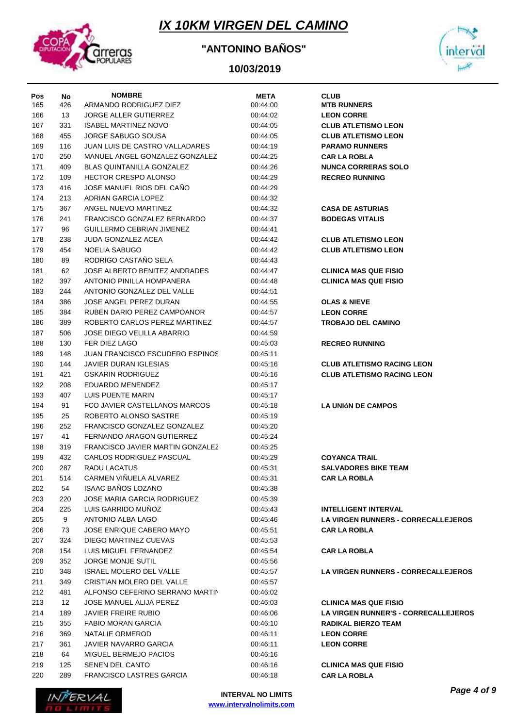# IX 10KM VIRGEN DEL CAMINO

## "ANTONINO BAÑOS"

### 10/03/2019

| Pos | No | NOMBRE | META | CLUB |
|---|---|---|---|---|
| 165 | 426 | ARMANDO RODRIGUEZ DIEZ | 00:44:00 | MTB RUNNERS |
| 166 | 13 | JORGE ALLER GUTIERREZ | 00:44:02 | LEON CORRE |
| 167 | 331 | ISABEL MARTINEZ NOVO | 00:44:05 | CLUB ATLETISMO LEON |
| 168 | 455 | JORGE SABUGO SOUSA | 00:44:05 | CLUB ATLETISMO LEON |
| 169 | 116 | JUAN LUIS DE CASTRO VALLADARES | 00:44:19 | PARAMO RUNNERS |
| 170 | 250 | MANUEL ANGEL GONZALEZ GONZALEZ | 00:44:25 | CAR LA ROBLA |
| 171 | 409 | BLAS QUINTANILLA GONZALEZ | 00:44:26 | NUNCA CORRERAS SOLO |
| 172 | 109 | HECTOR CRESPO ALONSO | 00:44:29 | RECREO RUNNING |
| 173 | 416 | JOSE MANUEL RIOS DEL CAÑO | 00:44:29 | |
| 174 | 213 | ADRIAN GARCIA LOPEZ | 00:44:32 | |
| 175 | 367 | ANGEL NUEVO MARTINEZ | 00:44:32 | CASA DE ASTURIAS |
| 176 | 241 | FRANCISCO GONZALEZ BERNARDO | 00:44:37 | BODEGAS VITALIS |
| 177 | 96 | GUILLERMO CEBRIAN JIMENEZ | 00:44:41 | |
| 178 | 238 | JUDA GONZALEZ ACEA | 00:44:42 | CLUB ATLETISMO LEON |
| 179 | 454 | NOELIA SABUGO | 00:44:42 | CLUB ATLETISMO LEON |
| 180 | 89 | RODRIGO CASTAÑO SELA | 00:44:43 | |
| 181 | 62 | JOSE ALBERTO BENITEZ ANDRADES | 00:44:47 | CLINICA MAS QUE FISIO |
| 182 | 397 | ANTONIO PINILLA HOMPANERA | 00:44:48 | CLINICA MAS QUE FISIO |
| 183 | 244 | ANTONIO GONZALEZ DEL VALLE | 00:44:51 | |
| 184 | 386 | JOSE ANGEL PEREZ DURAN | 00:44:55 | OLAS & NIEVE |
| 185 | 384 | RUBEN DARIO PEREZ CAMPOANOR | 00:44:57 | LEON CORRE |
| 186 | 389 | ROBERTO CARLOS PEREZ MARTINEZ | 00:44:57 | TROBAJO DEL CAMINO |
| 187 | 506 | JOSE DIEGO VELILLA ABARRIO | 00:44:59 | |
| 188 | 130 | FER DIEZ LAGO | 00:45:03 | RECREO RUNNING |
| 189 | 148 | JUAN FRANCISCO ESCUDERO ESPINOS | 00:45:11 | |
| 190 | 144 | JAVIER DURAN IGLESIAS | 00:45:16 | CLUB ATLETISMO RACING LEON |
| 191 | 421 | OSKARIN RODRIGUEZ | 00:45:16 | CLUB ATLETISMO RACING LEON |
| 192 | 208 | EDUARDO MENENDEZ | 00:45:17 | |
| 193 | 407 | LUIS PUENTE MARIN | 00:45:17 | |
| 194 | 91 | FCO JAVIER CASTELLANOS MARCOS | 00:45:18 | LA UNIóN DE CAMPOS |
| 195 | 25 | ROBERTO ALONSO SASTRE | 00:45:19 | |
| 196 | 252 | FRANCISCO GONZALEZ GONZALEZ | 00:45:20 | |
| 197 | 41 | FERNANDO ARAGON GUTIERREZ | 00:45:24 | |
| 198 | 319 | FRANCISCO JAVIER MARTIN GONZALEZ | 00:45:25 | |
| 199 | 432 | CARLOS RODRIGUEZ PASCUAL | 00:45:29 | COYANCA TRAIL |
| 200 | 287 | RADU LACATUS | 00:45:31 | SALVADORES BIKE TEAM |
| 201 | 514 | CARMEN VIÑUELA ALVAREZ | 00:45:31 | CAR LA ROBLA |
| 202 | 54 | ISAAC BAÑOS LOZANO | 00:45:38 | |
| 203 | 220 | JOSE MARIA GARCIA RODRIGUEZ | 00:45:39 | |
| 204 | 225 | LUIS GARRIDO MUÑOZ | 00:45:43 | INTELLIGENT INTERVAL |
| 205 | 9 | ANTONIO ALBA LAGO | 00:45:46 | LA VIRGEN RUNNERS - CORRECALLEJEROS |
| 206 | 73 | JOSE ENRIQUE CABERO MAYO | 00:45:51 | CAR LA ROBLA |
| 207 | 324 | DIEGO MARTINEZ CUEVAS | 00:45:53 | |
| 208 | 154 | LUIS MIGUEL FERNANDEZ | 00:45:54 | CAR LA ROBLA |
| 209 | 352 | JORGE MONJE SUTIL | 00:45:56 | |
| 210 | 348 | ISRAEL MOLERO DEL VALLE | 00:45:57 | LA VIRGEN RUNNERS - CORRECALLEJEROS |
| 211 | 349 | CRISTIAN MOLERO DEL VALLE | 00:45:57 | |
| 212 | 481 | ALFONSO CEFERINO SERRANO MARTIN | 00:46:02 | |
| 213 | 12 | JOSE MANUEL ALIJA PEREZ | 00:46:03 | CLINICA MAS QUE FISIO |
| 214 | 189 | JAVIER FREIRE RUBIO | 00:46:06 | LA VIRGEN RUNNER'S - CORRECALLEJEROS |
| 215 | 355 | FABIO MORAN GARCIA | 00:46:10 | RADIKAL BIERZO TEAM |
| 216 | 369 | NATALIE ORMEROD | 00:46:11 | LEON CORRE |
| 217 | 361 | JAVIER NAVARRO GARCIA | 00:46:11 | LEON CORRE |
| 218 | 64 | MIGUEL BERMEJO PACIOS | 00:46:16 | |
| 219 | 125 | SENEN DEL CANTO | 00:46:16 | CLINICA MAS QUE FISIO |
| 220 | 289 | FRANCISCO LASTRES GARCIA | 00:46:18 | CAR LA ROBLA |

INTERVAL NO LIMITS
www.intervalnolimits.com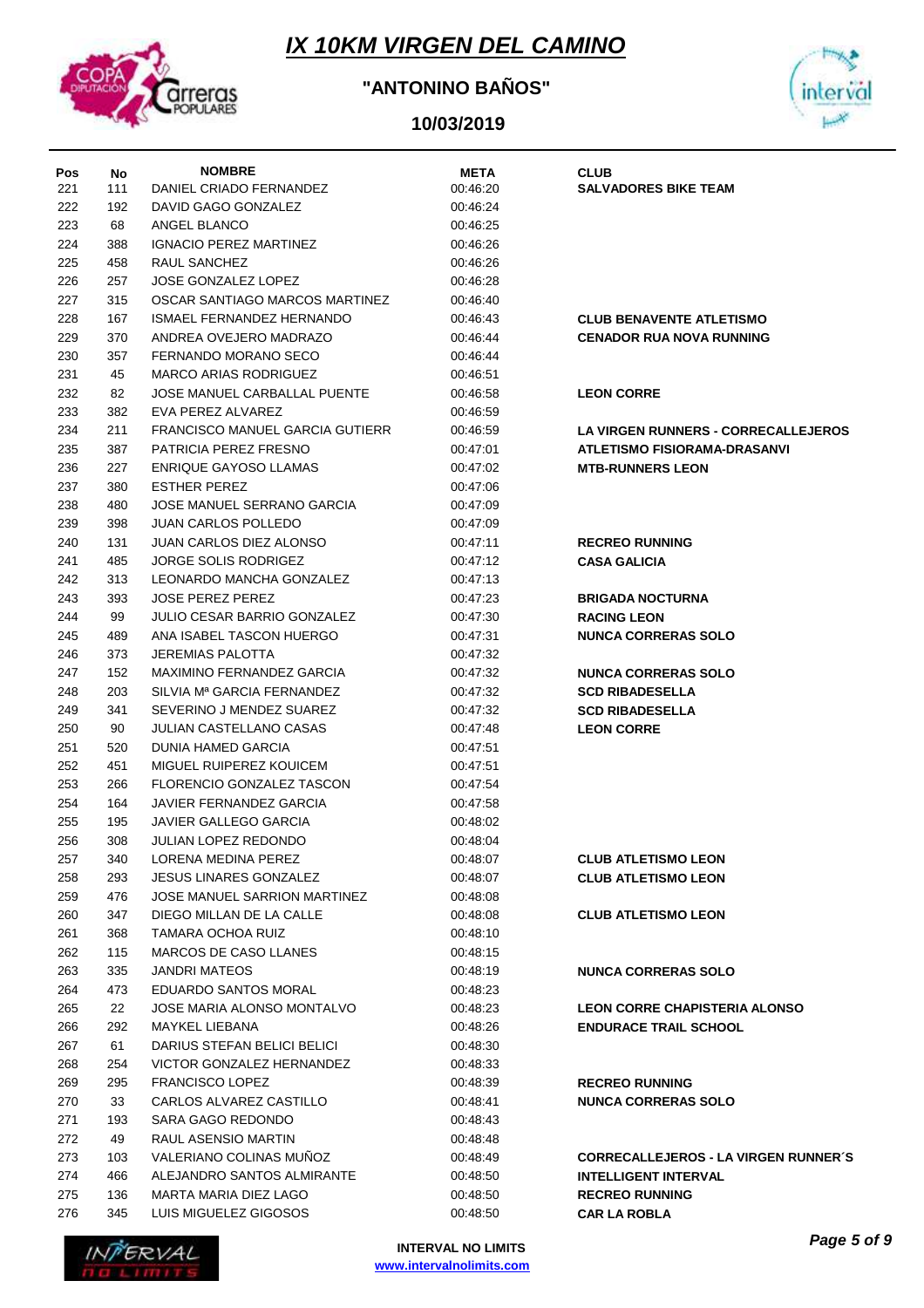# IX 10KM VIRGEN DEL CAMINO

## "ANTONINO BAÑOS"

### 10/03/2019

| Pos | No | NOMBRE | META | CLUB |
|---|---|---|---|---|
| 221 | 111 | DANIEL CRIADO FERNANDEZ | 00:46:20 | SALVADORES BIKE TEAM |
| 222 | 192 | DAVID GAGO GONZALEZ | 00:46:24 | |
| 223 | 68 | ANGEL BLANCO | 00:46:25 | |
| 224 | 388 | IGNACIO PEREZ MARTINEZ | 00:46:26 | |
| 225 | 458 | RAUL SANCHEZ | 00:46:26 | |
| 226 | 257 | JOSE GONZALEZ LOPEZ | 00:46:28 | |
| 227 | 315 | OSCAR SANTIAGO MARCOS MARTINEZ | 00:46:40 | |
| 228 | 167 | ISMAEL FERNANDEZ HERNANDO | 00:46:43 | CLUB BENAVENTE ATLETISMO |
| 229 | 370 | ANDREA OVEJERO MADRAZO | 00:46:44 | CENADOR RUA NOVA RUNNING |
| 230 | 357 | FERNANDO MORANO SECO | 00:46:44 | |
| 231 | 45 | MARCO ARIAS RODRIGUEZ | 00:46:51 | |
| 232 | 82 | JOSE MANUEL CARBALLAL PUENTE | 00:46:58 | LEON CORRE |
| 233 | 382 | EVA PEREZ ALVAREZ | 00:46:59 | |
| 234 | 211 | FRANCISCO MANUEL GARCIA GUTIERR | 00:46:59 | LA VIRGEN RUNNERS - CORRECALLEJEROS |
| 235 | 387 | PATRICIA PEREZ FRESNO | 00:47:01 | ATLETISMO FISIORAMA-DRASANVI |
| 236 | 227 | ENRIQUE GAYOSO LLAMAS | 00:47:02 | MTB-RUNNERS LEON |
| 237 | 380 | ESTHER PEREZ | 00:47:06 | |
| 238 | 480 | JOSE MANUEL SERRANO GARCIA | 00:47:09 | |
| 239 | 398 | JUAN CARLOS POLLEDO | 00:47:09 | |
| 240 | 131 | JUAN CARLOS DIEZ ALONSO | 00:47:11 | RECREO RUNNING |
| 241 | 485 | JORGE SOLIS RODRIGEZ | 00:47:12 | CASA GALICIA |
| 242 | 313 | LEONARDO MANCHA GONZALEZ | 00:47:13 | |
| 243 | 393 | JOSE PEREZ PEREZ | 00:47:23 | BRIGADA NOCTURNA |
| 244 | 99 | JULIO CESAR BARRIO GONZALEZ | 00:47:30 | RACING LEON |
| 245 | 489 | ANA ISABEL TASCON HUERGO | 00:47:31 | NUNCA CORRERAS SOLO |
| 246 | 373 | JEREMIAS PALOTTA | 00:47:32 | |
| 247 | 152 | MAXIMINO FERNANDEZ GARCIA | 00:47:32 | NUNCA CORRERAS SOLO |
| 248 | 203 | SILVIA Mª GARCIA FERNANDEZ | 00:47:32 | SCD RIBADESELLA |
| 249 | 341 | SEVERINO J MENDEZ SUAREZ | 00:47:32 | SCD RIBADESELLA |
| 250 | 90 | JULIAN CASTELLANO CASAS | 00:47:48 | LEON CORRE |
| 251 | 520 | DUNIA HAMED GARCIA | 00:47:51 | |
| 252 | 451 | MIGUEL RUIPEREZ KOUICEM | 00:47:51 | |
| 253 | 266 | FLORENCIO GONZALEZ TASCON | 00:47:54 | |
| 254 | 164 | JAVIER FERNANDEZ GARCIA | 00:47:58 | |
| 255 | 195 | JAVIER GALLEGO GARCIA | 00:48:02 | |
| 256 | 308 | JULIAN LOPEZ REDONDO | 00:48:04 | |
| 257 | 340 | LORENA MEDINA PEREZ | 00:48:07 | CLUB ATLETISMO LEON |
| 258 | 293 | JESUS LINARES GONZALEZ | 00:48:07 | CLUB ATLETISMO LEON |
| 259 | 476 | JOSE MANUEL SARRION MARTINEZ | 00:48:08 | |
| 260 | 347 | DIEGO MILLAN DE LA CALLE | 00:48:08 | CLUB ATLETISMO LEON |
| 261 | 368 | TAMARA OCHOA RUIZ | 00:48:10 | |
| 262 | 115 | MARCOS DE CASO LLANES | 00:48:15 | |
| 263 | 335 | JANDRI MATEOS | 00:48:19 | NUNCA CORRERAS SOLO |
| 264 | 473 | EDUARDO SANTOS MORAL | 00:48:23 | |
| 265 | 22 | JOSE MARIA ALONSO MONTALVO | 00:48:23 | LEON CORRE CHAPISTERIA ALONSO |
| 266 | 292 | MAYKEL LIEBANA | 00:48:26 | ENDURACE TRAIL SCHOOL |
| 267 | 61 | DARIUS STEFAN BELICI BELICI | 00:48:30 | |
| 268 | 254 | VICTOR GONZALEZ HERNANDEZ | 00:48:33 | |
| 269 | 295 | FRANCISCO LOPEZ | 00:48:39 | RECREO RUNNING |
| 270 | 33 | CARLOS ALVAREZ CASTILLO | 00:48:41 | NUNCA CORRERAS SOLO |
| 271 | 193 | SARA GAGO REDONDO | 00:48:43 | |
| 272 | 49 | RAUL ASENSIO MARTIN | 00:48:48 | |
| 273 | 103 | VALERIANO COLINAS MUÑOZ | 00:48:49 | CORRECALLEJEROS - LA VIRGEN RUNNER´S |
| 274 | 466 | ALEJANDRO SANTOS ALMIRANTE | 00:48:50 | INTELLIGENT INTERVAL |
| 275 | 136 | MARTA MARIA DIEZ LAGO | 00:48:50 | RECREO RUNNING |
| 276 | 345 | LUIS MIGUELEZ GIGOSOS | 00:48:50 | CAR LA ROBLA |

INTERVAL NO LIMITS
www.intervalnolimits.com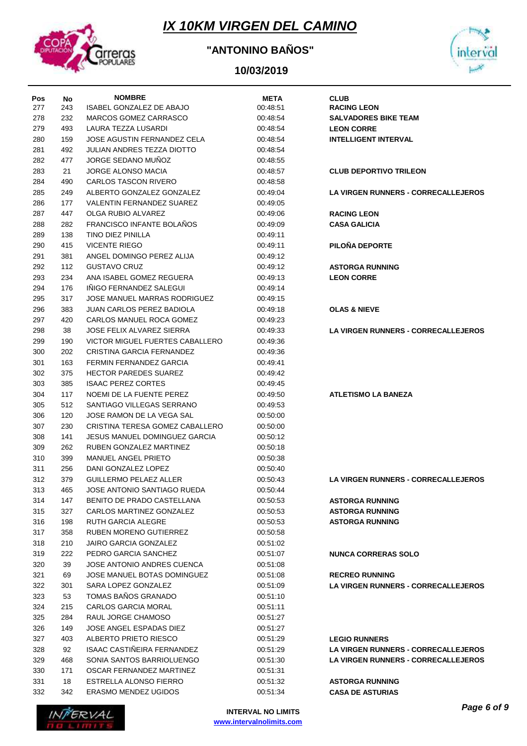# IX 10KM VIRGEN DEL CAMINO

## "ANTONINO BAÑOS"

### 10/03/2019

| Pos | No | NOMBRE | META | CLUB |
|---|---|---|---|---|
| 277 | 243 | ISABEL GONZALEZ DE ABAJO | 00:48:51 | RACING LEON |
| 278 | 232 | MARCOS GOMEZ CARRASCO | 00:48:54 | SALVADORES BIKE TEAM |
| 279 | 493 | LAURA TEZZA LUSARDI | 00:48:54 | LEON CORRE |
| 280 | 159 | JOSE AGUSTIN FERNANDEZ CELA | 00:48:54 | INTELLIGENT INTERVAL |
| 281 | 492 | JULIAN ANDRES TEZZA DIOTTO | 00:48:54 | |
| 282 | 477 | JORGE SEDANO MUÑOZ | 00:48:55 | |
| 283 | 21 | JORGE ALONSO MACIA | 00:48:57 | CLUB DEPORTIVO TRILEON |
| 284 | 490 | CARLOS TASCON RIVERO | 00:48:58 | |
| 285 | 249 | ALBERTO GONZALEZ GONZALEZ | 00:49:04 | LA VIRGEN RUNNERS - CORRECALLEJEROS |
| 286 | 177 | VALENTIN FERNANDEZ SUAREZ | 00:49:05 | |
| 287 | 447 | OLGA RUBIO ALVAREZ | 00:49:06 | RACING LEON |
| 288 | 282 | FRANCISCO INFANTE BOLAÑOS | 00:49:09 | CASA GALICIA |
| 289 | 138 | TINO DIEZ PINILLA | 00:49:11 | |
| 290 | 415 | VICENTE RIEGO | 00:49:11 | PILOÑA DEPORTE |
| 291 | 381 | ANGEL DOMINGO PEREZ ALIJA | 00:49:12 | |
| 292 | 112 | GUSTAVO CRUZ | 00:49:12 | ASTORGA RUNNING |
| 293 | 234 | ANA ISABEL GOMEZ REGUERA | 00:49:13 | LEON CORRE |
| 294 | 176 | IÑIGO FERNANDEZ SALEGUI | 00:49:14 | |
| 295 | 317 | JOSE MANUEL MARRAS RODRIGUEZ | 00:49:15 | |
| 296 | 383 | JUAN CARLOS PEREZ BADIOLA | 00:49:18 | OLAS & NIEVE |
| 297 | 420 | CARLOS MANUEL ROCA GOMEZ | 00:49:23 | |
| 298 | 38 | JOSE FELIX ALVAREZ SIERRA | 00:49:33 | LA VIRGEN RUNNERS - CORRECALLEJEROS |
| 299 | 190 | VICTOR MIGUEL FUERTES CABALLERO | 00:49:36 | |
| 300 | 202 | CRISTINA GARCIA FERNANDEZ | 00:49:36 | |
| 301 | 163 | FERMIN FERNANDEZ GARCIA | 00:49:41 | |
| 302 | 375 | HECTOR PAREDES SUAREZ | 00:49:42 | |
| 303 | 385 | ISAAC PEREZ CORTES | 00:49:45 | |
| 304 | 117 | NOEMI DE LA FUENTE PEREZ | 00:49:50 | ATLETISMO LA BANEZA |
| 305 | 512 | SANTIAGO VILLEGAS SERRANO | 00:49:53 | |
| 306 | 120 | JOSE RAMON DE LA VEGA SAL | 00:50:00 | |
| 307 | 230 | CRISTINA TERESA GOMEZ CABALLERO | 00:50:00 | |
| 308 | 141 | JESUS MANUEL DOMINGUEZ GARCIA | 00:50:12 | |
| 309 | 262 | RUBEN GONZALEZ MARTINEZ | 00:50:18 | |
| 310 | 399 | MANUEL ANGEL PRIETO | 00:50:38 | |
| 311 | 256 | DANI GONZALEZ LOPEZ | 00:50:40 | |
| 312 | 379 | GUILLERMO PELAEZ ALLER | 00:50:43 | LA VIRGEN RUNNERS - CORRECALLEJEROS |
| 313 | 465 | JOSE ANTONIO SANTIAGO RUEDA | 00:50:44 | |
| 314 | 147 | BENITO DE PRADO CASTELLANA | 00:50:53 | ASTORGA RUNNING |
| 315 | 327 | CARLOS MARTINEZ GONZALEZ | 00:50:53 | ASTORGA RUNNING |
| 316 | 198 | RUTH GARCIA ALEGRE | 00:50:53 | ASTORGA RUNNING |
| 317 | 358 | RUBEN MORENO GUTIERREZ | 00:50:58 | |
| 318 | 210 | JAIRO GARCIA GONZALEZ | 00:51:02 | |
| 319 | 222 | PEDRO GARCIA SANCHEZ | 00:51:07 | NUNCA CORRERAS SOLO |
| 320 | 39 | JOSE ANTONIO ANDRES CUENCA | 00:51:08 | |
| 321 | 69 | JOSE MANUEL BOTAS DOMINGUEZ | 00:51:08 | RECREO RUNNING |
| 322 | 301 | SARA LOPEZ GONZALEZ | 00:51:09 | LA VIRGEN RUNNERS - CORRECALLEJEROS |
| 323 | 53 | TOMAS BAÑOS GRANADO | 00:51:10 | |
| 324 | 215 | CARLOS GARCIA MORAL | 00:51:11 | |
| 325 | 284 | RAUL JORGE CHAMOSO | 00:51:27 | |
| 326 | 149 | JOSE ANGEL ESPADAS DIEZ | 00:51:27 | |
| 327 | 403 | ALBERTO PRIETO RIESCO | 00:51:29 | LEGIO RUNNERS |
| 328 | 92 | ISAAC CASTIÑEIRA FERNANDEZ | 00:51:29 | LA VIRGEN RUNNERS - CORRECALLEJEROS |
| 329 | 468 | SONIA SANTOS BARRIOLUENGO | 00:51:30 | LA VIRGEN RUNNERS - CORRECALLEJEROS |
| 330 | 171 | OSCAR FERNANDEZ MARTINEZ | 00:51:31 | |
| 331 | 18 | ESTRELLA ALONSO FIERRO | 00:51:32 | ASTORGA RUNNING |
| 332 | 342 | ERASMO MENDEZ UGIDOS | 00:51:34 | CASA DE ASTURIAS |

**INTERVAL NO LIMITS**
www.intervalnolimits.com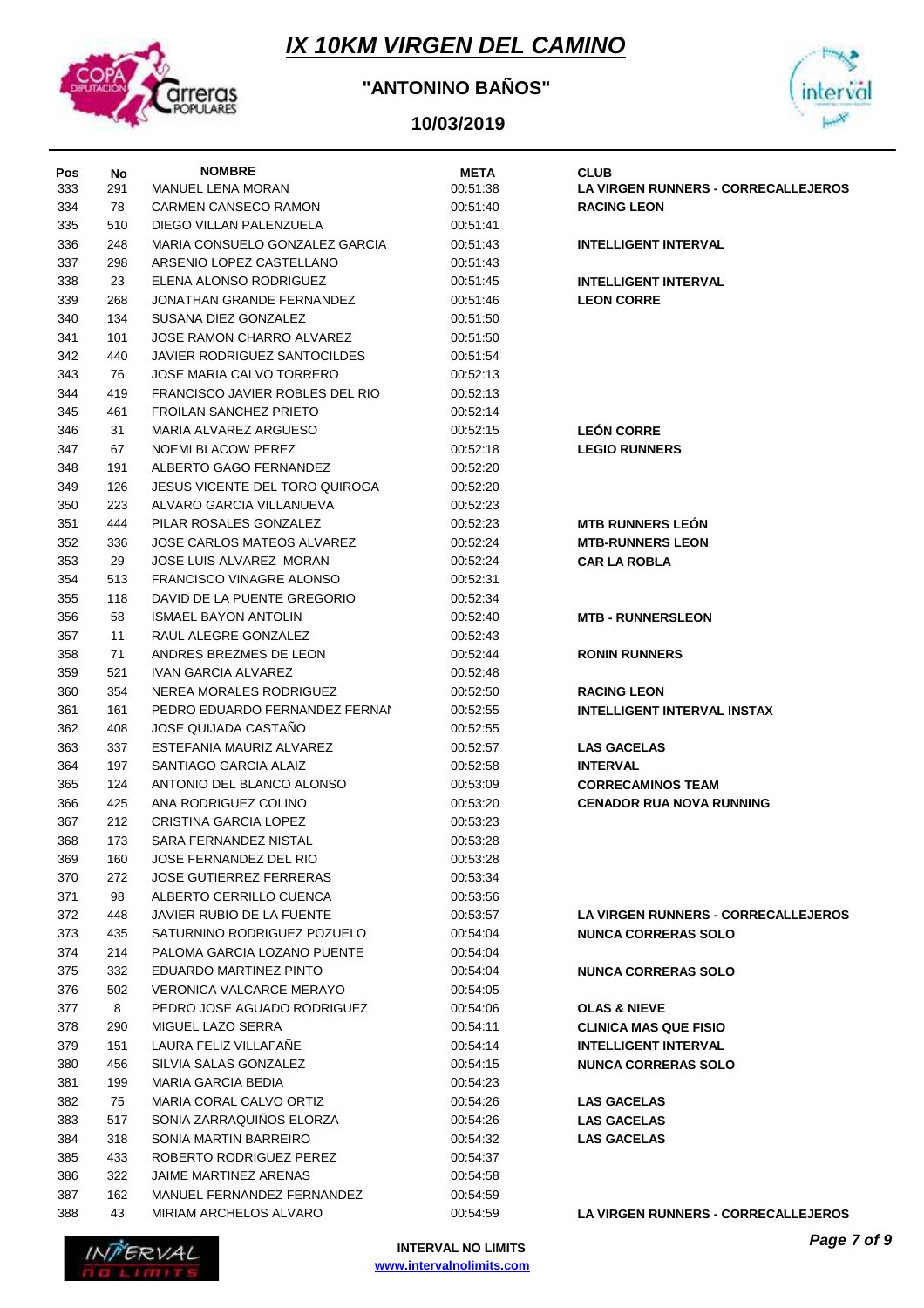# IX 10KM VIRGEN DEL CAMINO

## "ANTONINO BAÑOS"

### 10/03/2019

| Pos | No | NOMBRE | META | CLUB |
|---|---|---|---|---|
| 333 | 291 | MANUEL LENA MORAN | 00:51:38 | LA VIRGEN RUNNERS - CORRECALLEJEROS |
| 334 | 78 | CARMEN CANSECO RAMON | 00:51:40 | RACING LEON |
| 335 | 510 | DIEGO VILLAN PALENZUELA | 00:51:41 | |
| 336 | 248 | MARIA CONSUELO GONZALEZ GARCIA | 00:51:43 | INTELLIGENT INTERVAL |
| 337 | 298 | ARSENIO LOPEZ CASTELLANO | 00:51:43 | |
| 338 | 23 | ELENA ALONSO RODRIGUEZ | 00:51:45 | INTELLIGENT INTERVAL |
| 339 | 268 | JONATHAN GRANDE FERNANDEZ | 00:51:46 | LEON CORRE |
| 340 | 134 | SUSANA DIEZ GONZALEZ | 00:51:50 | |
| 341 | 101 | JOSE RAMON CHARRO ALVAREZ | 00:51:50 | |
| 342 | 440 | JAVIER RODRIGUEZ SANTOCILDES | 00:51:54 | |
| 343 | 76 | JOSE MARIA CALVO TORRERO | 00:52:13 | |
| 344 | 419 | FRANCISCO JAVIER ROBLES DEL RIO | 00:52:13 | |
| 345 | 461 | FROILAN SANCHEZ PRIETO | 00:52:14 | |
| 346 | 31 | MARIA ALVAREZ ARGUESO | 00:52:15 | LEÓN CORRE |
| 347 | 67 | NOEMI BLACOW PEREZ | 00:52:18 | LEGIO RUNNERS |
| 348 | 191 | ALBERTO GAGO FERNANDEZ | 00:52:20 | |
| 349 | 126 | JESUS VICENTE DEL TORO QUIROGA | 00:52:20 | |
| 350 | 223 | ALVARO GARCIA VILLANUEVA | 00:52:23 | |
| 351 | 444 | PILAR ROSALES GONZALEZ | 00:52:23 | MTB RUNNERS LEÓN |
| 352 | 336 | JOSE CARLOS MATEOS ALVAREZ | 00:52:24 | MTB-RUNNERS LEON |
| 353 | 29 | JOSE LUIS ALVAREZ MORAN | 00:52:24 | CAR LA ROBLA |
| 354 | 513 | FRANCISCO VINAGRE ALONSO | 00:52:31 | |
| 355 | 118 | DAVID DE LA PUENTE GREGORIO | 00:52:34 | |
| 356 | 58 | ISMAEL BAYON ANTOLIN | 00:52:40 | MTB - RUNNERSLEON |
| 357 | 11 | RAUL ALEGRE GONZALEZ | 00:52:43 | |
| 358 | 71 | ANDRES BREZMES DE LEON | 00:52:44 | RONIN RUNNERS |
| 359 | 521 | IVAN GARCIA ALVAREZ | 00:52:48 | |
| 360 | 354 | NEREA MORALES RODRIGUEZ | 00:52:50 | RACING LEON |
| 361 | 161 | PEDRO EDUARDO FERNANDEZ FERNAN | 00:52:55 | INTELLIGENT INTERVAL INSTAX |
| 362 | 408 | JOSE QUIJADA CASTAÑO | 00:52:55 | |
| 363 | 337 | ESTEFANIA MAURIZ ALVAREZ | 00:52:57 | LAS GACELAS |
| 364 | 197 | SANTIAGO GARCIA ALAIZ | 00:52:58 | INTERVAL |
| 365 | 124 | ANTONIO DEL BLANCO ALONSO | 00:53:09 | CORRECAMINOS TEAM |
| 366 | 425 | ANA RODRIGUEZ COLINO | 00:53:20 | CENADOR RUA NOVA RUNNING |
| 367 | 212 | CRISTINA GARCIA LOPEZ | 00:53:23 | |
| 368 | 173 | SARA FERNANDEZ NISTAL | 00:53:28 | |
| 369 | 160 | JOSE FERNANDEZ DEL RIO | 00:53:28 | |
| 370 | 272 | JOSE GUTIERREZ FERRERAS | 00:53:34 | |
| 371 | 98 | ALBERTO CERRILLO CUENCA | 00:53:56 | |
| 372 | 448 | JAVIER RUBIO DE LA FUENTE | 00:53:57 | LA VIRGEN RUNNERS - CORRECALLEJEROS |
| 373 | 435 | SATURNINO RODRIGUEZ POZUELO | 00:54:04 | NUNCA CORRERAS SOLO |
| 374 | 214 | PALOMA GARCIA LOZANO PUENTE | 00:54:04 | |
| 375 | 332 | EDUARDO MARTINEZ PINTO | 00:54:04 | NUNCA CORRERAS SOLO |
| 376 | 502 | VERONICA VALCARCE MERAYO | 00:54:05 | |
| 377 | 8 | PEDRO JOSE AGUADO RODRIGUEZ | 00:54:06 | OLAS & NIEVE |
| 378 | 290 | MIGUEL LAZO SERRA | 00:54:11 | CLINICA MAS QUE FISIO |
| 379 | 151 | LAURA FELIZ VILLAFAÑE | 00:54:14 | INTELLIGENT INTERVAL |
| 380 | 456 | SILVIA SALAS GONZALEZ | 00:54:15 | NUNCA CORRERAS SOLO |
| 381 | 199 | MARIA GARCIA BEDIA | 00:54:23 | |
| 382 | 75 | MARIA CORAL CALVO ORTIZ | 00:54:26 | LAS GACELAS |
| 383 | 517 | SONIA ZARRAQUIÑOS ELORZA | 00:54:26 | LAS GACELAS |
| 384 | 318 | SONIA MARTIN BARREIRO | 00:54:32 | LAS GACELAS |
| 385 | 433 | ROBERTO RODRIGUEZ PEREZ | 00:54:37 | |
| 386 | 322 | JAIME MARTINEZ ARENAS | 00:54:58 | |
| 387 | 162 | MANUEL FERNANDEZ FERNANDEZ | 00:54:59 | |
| 388 | 43 | MIRIAM ARCHELOS ALVARO | 00:54:59 | LA VIRGEN RUNNERS - CORRECALLEJEROS |

INTERVAL NO LIMITS
www.intervalnolimits.com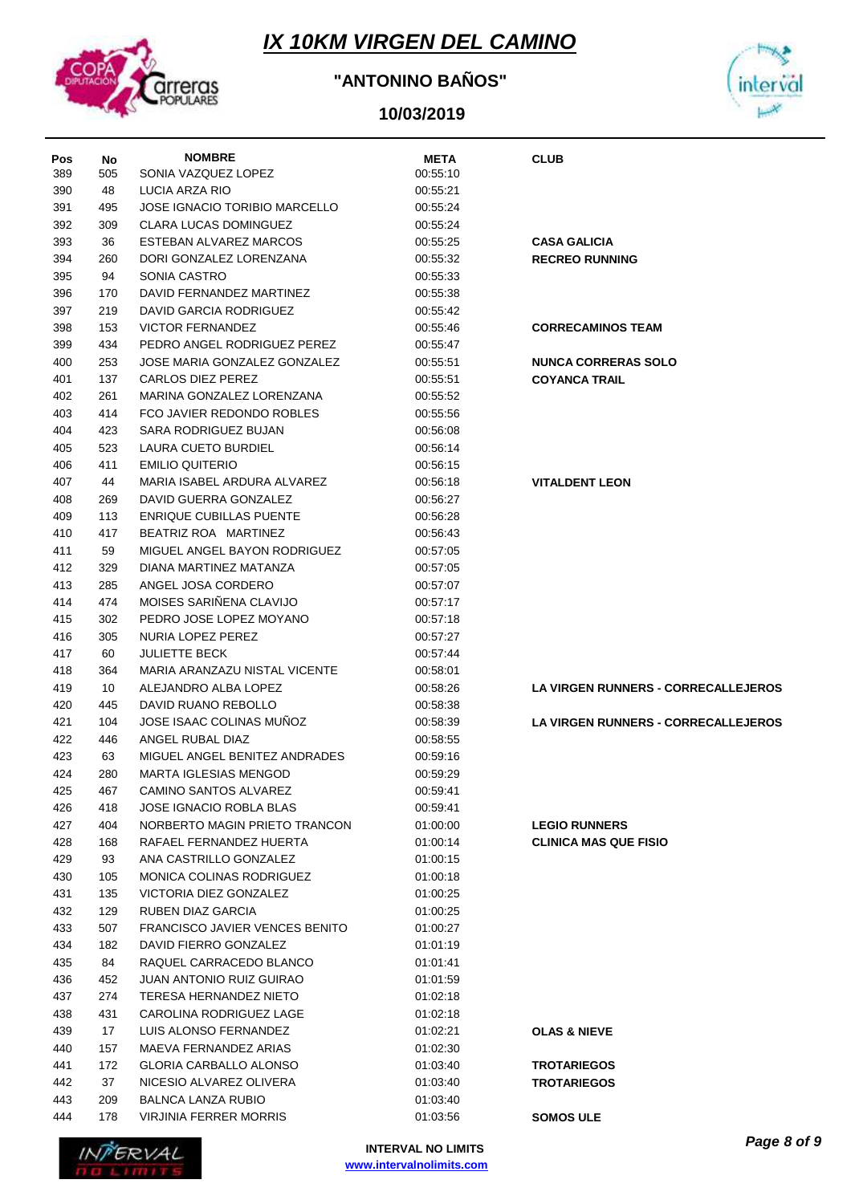# *IX 10KM VIRGEN DEL CAMINO*

## "ANTONINO BAÑOS"

## 10/03/2019

| Pos | No | NOMBRE | META | CLUB |
|---|---|---|---|---|
| 389 | 505 | SONIA VAZQUEZ LOPEZ | 00:55:10 | |
| 390 | 48 | LUCIA ARZA RIO | 00:55:21 | |
| 391 | 495 | JOSE IGNACIO TORIBIO MARCELLO | 00:55:24 | |
| 392 | 309 | CLARA LUCAS DOMINGUEZ | 00:55:24 | |
| 393 | 36 | ESTEBAN ALVAREZ MARCOS | 00:55:25 | **CASA GALICIA** |
| 394 | 260 | DORI GONZALEZ LORENZANA | 00:55:32 | **RECREO RUNNING** |
| 395 | 94 | SONIA CASTRO | 00:55:33 | |
| 396 | 170 | DAVID FERNANDEZ MARTINEZ | 00:55:38 | |
| 397 | 219 | DAVID GARCIA RODRIGUEZ | 00:55:42 | |
| 398 | 153 | VICTOR FERNANDEZ | 00:55:46 | **CORRECAMINOS TEAM** |
| 399 | 434 | PEDRO ANGEL RODRIGUEZ PEREZ | 00:55:47 | |
| 400 | 253 | JOSE MARIA GONZALEZ GONZALEZ | 00:55:51 | **NUNCA CORRERAS SOLO** |
| 401 | 137 | CARLOS DIEZ PEREZ | 00:55:51 | **COYANCA TRAIL** |
| 402 | 261 | MARINA GONZALEZ LORENZANA | 00:55:52 | |
| 403 | 414 | FCO JAVIER REDONDO ROBLES | 00:55:56 | |
| 404 | 423 | SARA RODRIGUEZ BUJAN | 00:56:08 | |
| 405 | 523 | LAURA CUETO BURDIEL | 00:56:14 | |
| 406 | 411 | EMILIO QUITERIO | 00:56:15 | |
| 407 | 44 | MARIA ISABEL ARDURA ALVAREZ | 00:56:18 | **VITALDENT LEON** |
| 408 | 269 | DAVID GUERRA GONZALEZ | 00:56:27 | |
| 409 | 113 | ENRIQUE CUBILLAS PUENTE | 00:56:28 | |
| 410 | 417 | BEATRIZ ROA MARTINEZ | 00:56:43 | |
| 411 | 59 | MIGUEL ANGEL BAYON RODRIGUEZ | 00:57:05 | |
| 412 | 329 | DIANA MARTINEZ MATANZA | 00:57:05 | |
| 413 | 285 | ANGEL JOSA CORDERO | 00:57:07 | |
| 414 | 474 | MOISES SARIÑENA CLAVIJO | 00:57:17 | |
| 415 | 302 | PEDRO JOSE LOPEZ MOYANO | 00:57:18 | |
| 416 | 305 | NURIA LOPEZ PEREZ | 00:57:27 | |
| 417 | 60 | JULIETTE BECK | 00:57:44 | |
| 418 | 364 | MARIA ARANZAZU NISTAL VICENTE | 00:58:01 | |
| 419 | 10 | ALEJANDRO ALBA LOPEZ | 00:58:26 | **LA VIRGEN RUNNERS - CORRECALLEJEROS** |
| 420 | 445 | DAVID RUANO REBOLLO | 00:58:38 | |
| 421 | 104 | JOSE ISAAC COLINAS MUÑOZ | 00:58:39 | **LA VIRGEN RUNNERS - CORRECALLEJEROS** |
| 422 | 446 | ANGEL RUBAL DIAZ | 00:58:55 | |
| 423 | 63 | MIGUEL ANGEL BENITEZ ANDRADES | 00:59:16 | |
| 424 | 280 | MARTA IGLESIAS MENGOD | 00:59:29 | |
| 425 | 467 | CAMINO SANTOS ALVAREZ | 00:59:41 | |
| 426 | 418 | JOSE IGNACIO ROBLA BLAS | 00:59:41 | |
| 427 | 404 | NORBERTO MAGIN PRIETO TRANCON | 01:00:00 | **LEGIO RUNNERS** |
| 428 | 168 | RAFAEL FERNANDEZ HUERTA | 01:00:14 | **CLINICA MAS QUE FISIO** |
| 429 | 93 | ANA CASTRILLO GONZALEZ | 01:00:15 | |
| 430 | 105 | MONICA COLINAS RODRIGUEZ | 01:00:18 | |
| 431 | 135 | VICTORIA DIEZ GONZALEZ | 01:00:25 | |
| 432 | 129 | RUBEN DIAZ GARCIA | 01:00:25 | |
| 433 | 507 | FRANCISCO JAVIER VENCES BENITO | 01:00:27 | |
| 434 | 182 | DAVID FIERRO GONZALEZ | 01:01:19 | |
| 435 | 84 | RAQUEL CARRACEDO BLANCO | 01:01:41 | |
| 436 | 452 | JUAN ANTONIO RUIZ GUIRAO | 01:01:59 | |
| 437 | 274 | TERESA HERNANDEZ NIETO | 01:02:18 | |
| 438 | 431 | CAROLINA RODRIGUEZ LAGE | 01:02:18 | |
| 439 | 17 | LUIS ALONSO FERNANDEZ | 01:02:21 | **OLAS & NIEVE** |
| 440 | 157 | MAEVA FERNANDEZ ARIAS | 01:02:30 | |
| 441 | 172 | GLORIA CARBALLO ALONSO | 01:03:40 | **TROTARIEGOS** |
| 442 | 37 | NICESIO ALVAREZ OLIVERA | 01:03:40 | **TROTARIEGOS** |
| 443 | 209 | BALNCA LANZA RUBIO | 01:03:40 | |
| 444 | 178 | VIRJINIA FERRER MORRIS | 01:03:56 | **SOMOS ULE** |

**INTERVAL NO LIMITS**
**www.intervalnolimits.com**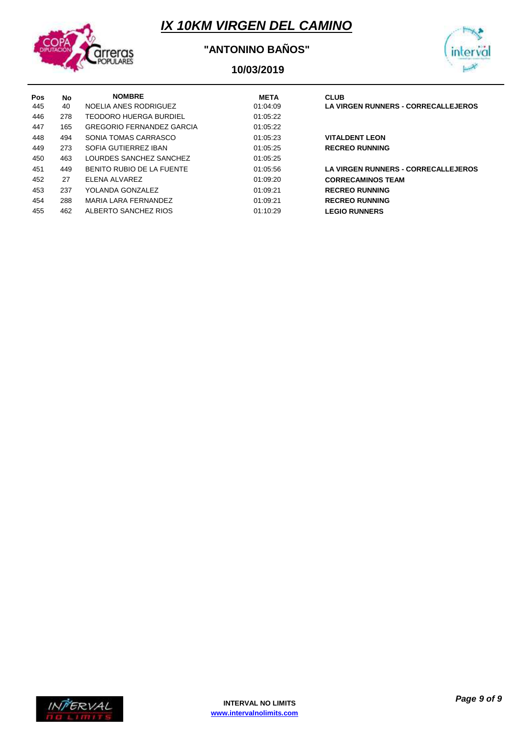# IX 10KM VIRGEN DEL CAMINO

## "ANTONINO BAÑOS"

### 10/03/2019

| Pos | No | NOMBRE | META | CLUB |
|---|---|---|---|---|
| 445 | 40 | NOELIA ANES RODRIGUEZ | 01:04:09 | LA VIRGEN RUNNERS - CORRECALLEJEROS |
| 446 | 278 | TEODORO HUERGA BURDIEL | 01:05:22 | |
| 447 | 165 | GREGORIO FERNANDEZ GARCIA | 01:05:22 | |
| 448 | 494 | SONIA TOMAS CARRASCO | 01:05:23 | VITALDENT LEON |
| 449 | 273 | SOFIA GUTIERREZ IBAN | 01:05:25 | RECREO RUNNING |
| 450 | 463 | LOURDES SANCHEZ SANCHEZ | 01:05:25 | |
| 451 | 449 | BENITO RUBIO DE LA FUENTE | 01:05:56 | LA VIRGEN RUNNERS - CORRECALLEJEROS |
| 452 | 27 | ELENA ALVAREZ | 01:09:20 | CORRECAMINOS TEAM |
| 453 | 237 | YOLANDA GONZALEZ | 01:09:21 | RECREO RUNNING |
| 454 | 288 | MARIA LARA FERNANDEZ | 01:09:21 | RECREO RUNNING |
| 455 | 462 | ALBERTO SANCHEZ RIOS | 01:10:29 | LEGIO RUNNERS |

INTERVAL NO LIMITS
www.intervalnolimits.com